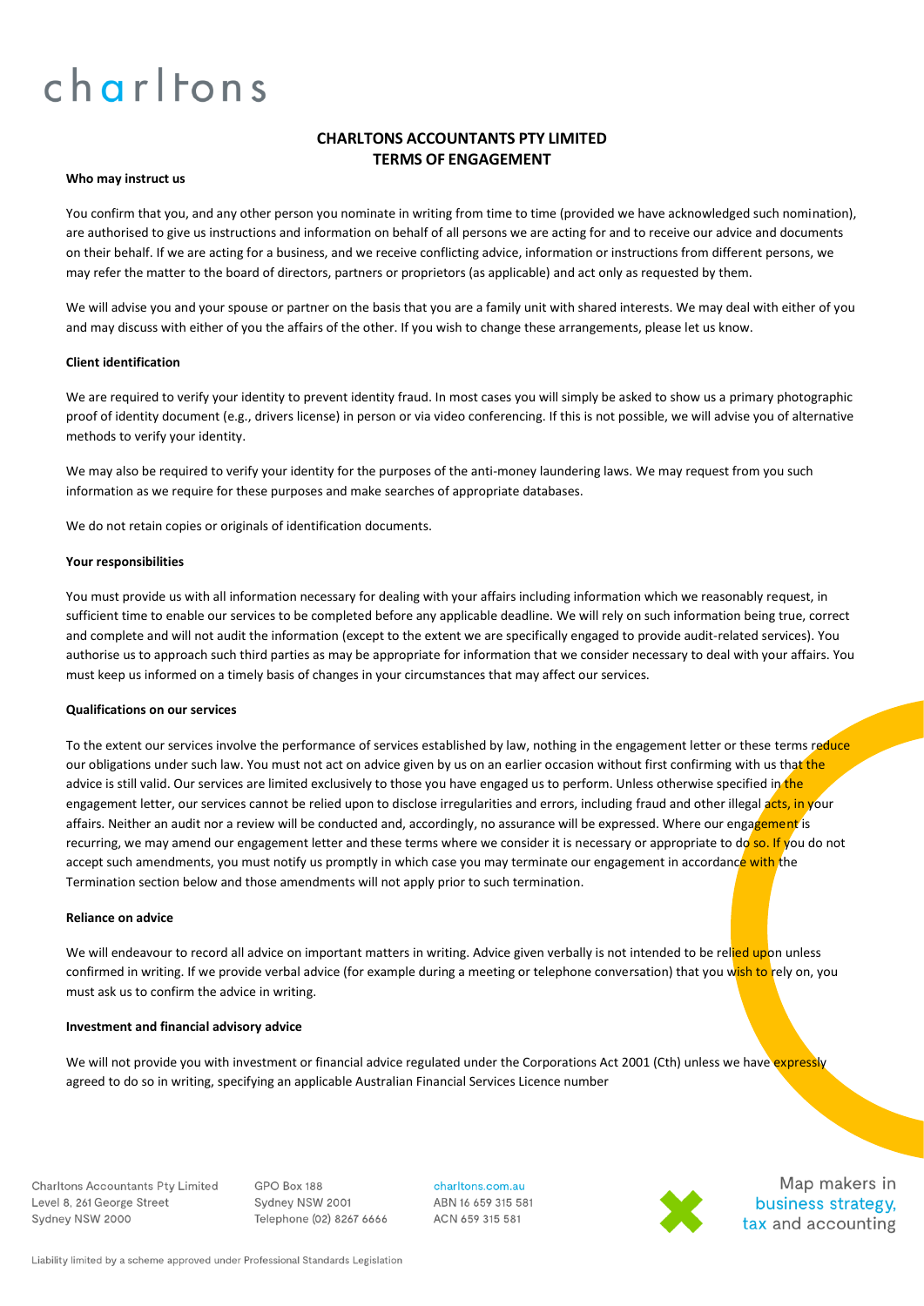# CHARLTONS ACCOUNTANTS PTY LIMITED
# TERMS OF ENGAGEMENT

**Who may instruct us**

You confirm that you, and any other person you nominate in writing from time to time (provided we have acknowledged such nomination), are authorised to give us instructions and information on behalf of all persons we are acting for and to receive our advice and documents on their behalf. If we are acting for a business, and we receive conflicting advice, information or instructions from different persons, we may refer the matter to the board of directors, partners or proprietors (as applicable) and act only as requested by them.

We will advise you and your spouse or partner on the basis that you are a family unit with shared interests. We may deal with either of you and may discuss with either of you the affairs of the other. If you wish to change these arrangements, please let us know.

**Client identification**

We are required to verify your identity to prevent identity fraud. In most cases you will simply be asked to show us a primary photographic proof of identity document (e.g., drivers license) in person or via video conferencing. If this is not possible, we will advise you of alternative methods to verify your identity.

We may also be required to verify your identity for the purposes of the anti-money laundering laws. We may request from you such information as we require for these purposes and make searches of appropriate databases.

We do not retain copies or originals of identification documents.

**Your responsibilities**

You must provide us with all information necessary for dealing with your affairs including information which we reasonably request, in sufficient time to enable our services to be completed before any applicable deadline. We will rely on such information being true, correct and complete and will not audit the information (except to the extent we are specifically engaged to provide audit-related services). You authorise us to approach such third parties as may be appropriate for information that we consider necessary to deal with your affairs. You must keep us informed on a timely basis of changes in your circumstances that may affect our services.

**Qualifications on our services**

To the extent our services involve the performance of services established by law, nothing in the engagement letter or these terms reduce our obligations under such law. You must not act on advice given by us on an earlier occasion without first confirming with us that the advice is still valid. Our services are limited exclusively to those you have engaged us to perform. Unless otherwise specified in the engagement letter, our services cannot be relied upon to disclose irregularities and errors, including fraud and other illegal acts, in your affairs. Neither an audit nor a review will be conducted and, accordingly, no assurance will be expressed. Where our engagement is recurring, we may amend our engagement letter and these terms where we consider it is necessary or appropriate to do so. If you do not accept such amendments, you must notify us promptly in which case you may terminate our engagement in accordance with the Termination section below and those amendments will not apply prior to such termination.

**Reliance on advice**

We will endeavour to record all advice on important matters in writing. Advice given verbally is not intended to be relied upon unless confirmed in writing. If we provide verbal advice (for example during a meeting or telephone conversation) that you wish to rely on, you must ask us to confirm the advice in writing.

**Investment and financial advisory advice**

We will not provide you with investment or financial advice regulated under the Corporations Act 2001 (Cth) unless we have expressly agreed to do so in writing, specifying an applicable Australian Financial Services Licence number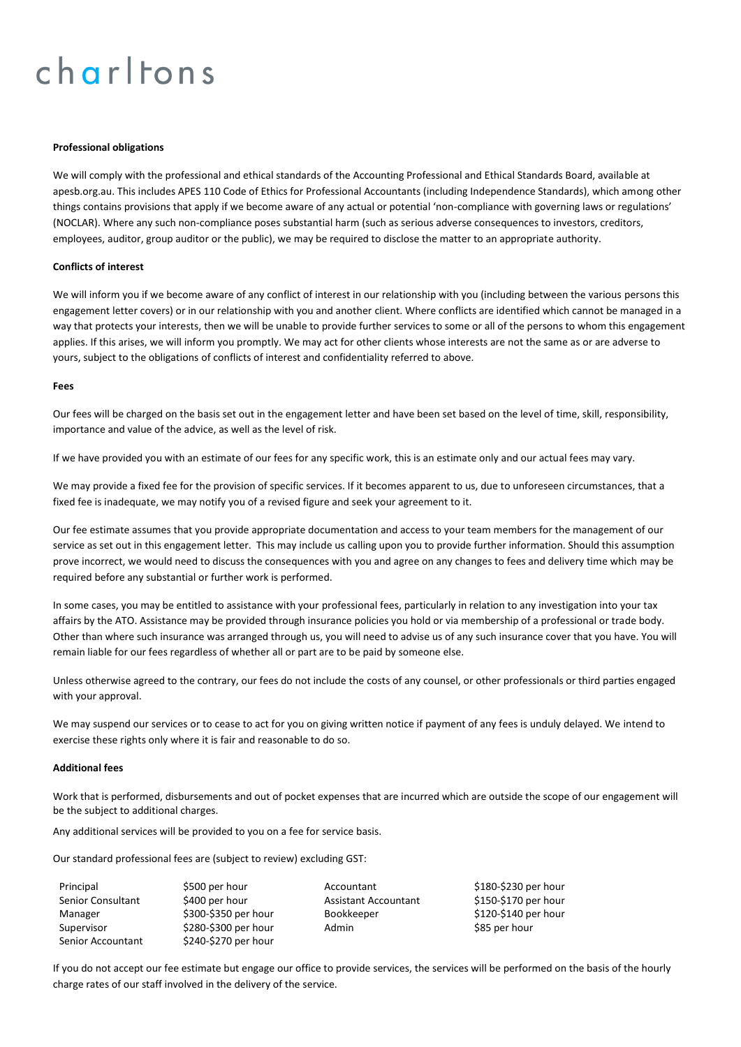**Professional obligations**

We will comply with the professional and ethical standards of the Accounting Professional and Ethical Standards Board, available at apesb.org.au. This includes APES 110 Code of Ethics for Professional Accountants (including Independence Standards), which among other things contains provisions that apply if we become aware of any actual or potential 'non-compliance with governing laws or regulations' (NOCLAR). Where any such non-compliance poses substantial harm (such as serious adverse consequences to investors, creditors, employees, auditor, group auditor or the public), we may be required to disclose the matter to an appropriate authority.

**Conflicts of interest**

We will inform you if we become aware of any conflict of interest in our relationship with you (including between the various persons this engagement letter covers) or in our relationship with you and another client. Where conflicts are identified which cannot be managed in a way that protects your interests, then we will be unable to provide further services to some or all of the persons to whom this engagement applies. If this arises, we will inform you promptly. We may act for other clients whose interests are not the same as or are adverse to yours, subject to the obligations of conflicts of interest and confidentiality referred to above.

**Fees**

Our fees will be charged on the basis set out in the engagement letter and have been set based on the level of time, skill, responsibility, importance and value of the advice, as well as the level of risk.

If we have provided you with an estimate of our fees for any specific work, this is an estimate only and our actual fees may vary.

We may provide a fixed fee for the provision of specific services. If it becomes apparent to us, due to unforeseen circumstances, that a fixed fee is inadequate, we may notify you of a revised figure and seek your agreement to it.

Our fee estimate assumes that you provide appropriate documentation and access to your team members for the management of our service as set out in this engagement letter. This may include us calling upon you to provide further information. Should this assumption prove incorrect, we would need to discuss the consequences with you and agree on any changes to fees and delivery time which may be required before any substantial or further work is performed.

In some cases, you may be entitled to assistance with your professional fees, particularly in relation to any investigation into your tax affairs by the ATO. Assistance may be provided through insurance policies you hold or via membership of a professional or trade body. Other than where such insurance was arranged through us, you will need to advise us of any such insurance cover that you have. You will remain liable for our fees regardless of whether all or part are to be paid by someone else.

Unless otherwise agreed to the contrary, our fees do not include the costs of any counsel, or other professionals or third parties engaged with your approval.

We may suspend our services or to cease to act for you on giving written notice if payment of any fees is unduly delayed. We intend to exercise these rights only where it is fair and reasonable to do so.

**Additional fees**

Work that is performed, disbursements and out of pocket expenses that are incurred which are outside the scope of our engagement will be the subject to additional charges.

Any additional services will be provided to you on a fee for service basis.

Our standard professional fees are (subject to review) excluding GST:

| | | | |
|---|---|---|---|
| Principal | $500 per hour | Accountant | $180-$230 per hour |
| Senior Consultant | $400 per hour | Assistant Accountant | $150-$170 per hour |
| Manager | $300-$350 per hour | Bookkeeper | $120-$140 per hour |
| Supervisor | $280-$300 per hour | Admin | $85 per hour |
| Senior Accountant | $240-$270 per hour | | |

If you do not accept our fee estimate but engage our office to provide services, the services will be performed on the basis of the hourly charge rates of our staff involved in the delivery of the service.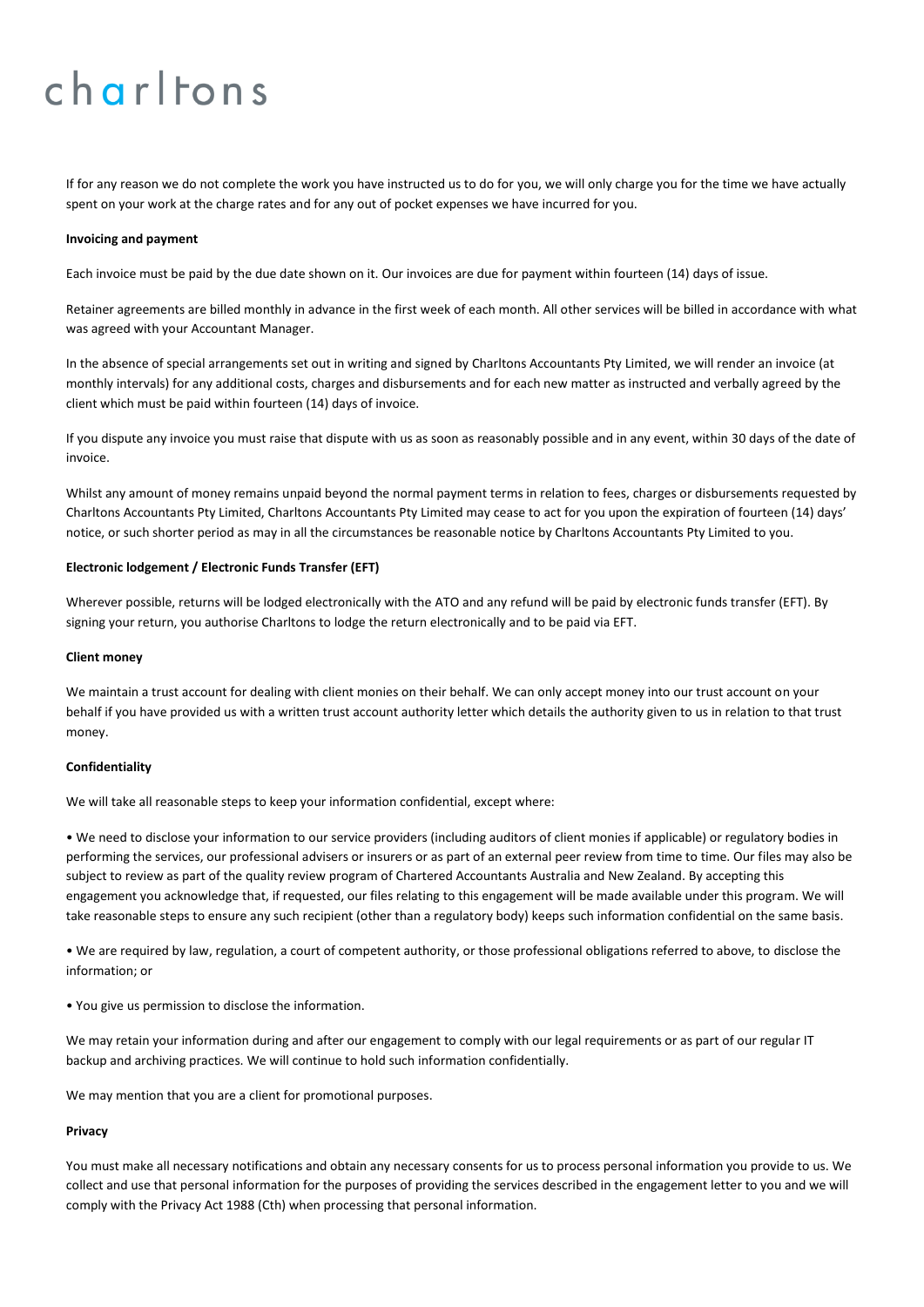If for any reason we do not complete the work you have instructed us to do for you, we will only charge you for the time we have actually spent on your work at the charge rates and for any out of pocket expenses we have incurred for you.

**Invoicing and payment**

Each invoice must be paid by the due date shown on it. Our invoices are due for payment within fourteen (14) days of issue.

Retainer agreements are billed monthly in advance in the first week of each month. All other services will be billed in accordance with what was agreed with your Accountant Manager.

In the absence of special arrangements set out in writing and signed by Charltons Accountants Pty Limited, we will render an invoice (at monthly intervals) for any additional costs, charges and disbursements and for each new matter as instructed and verbally agreed by the client which must be paid within fourteen (14) days of invoice.

If you dispute any invoice you must raise that dispute with us as soon as reasonably possible and in any event, within 30 days of the date of invoice.

Whilst any amount of money remains unpaid beyond the normal payment terms in relation to fees, charges or disbursements requested by Charltons Accountants Pty Limited, Charltons Accountants Pty Limited may cease to act for you upon the expiration of fourteen (14) days' notice, or such shorter period as may in all the circumstances be reasonable notice by Charltons Accountants Pty Limited to you.

**Electronic lodgement / Electronic Funds Transfer (EFT)**

Wherever possible, returns will be lodged electronically with the ATO and any refund will be paid by electronic funds transfer (EFT). By signing your return, you authorise Charltons to lodge the return electronically and to be paid via EFT.

**Client money**

We maintain a trust account for dealing with client monies on their behalf. We can only accept money into our trust account on your behalf if you have provided us with a written trust account authority letter which details the authority given to us in relation to that trust money.

**Confidentiality**

We will take all reasonable steps to keep your information confidential, except where:

• We need to disclose your information to our service providers (including auditors of client monies if applicable) or regulatory bodies in performing the services, our professional advisers or insurers or as part of an external peer review from time to time. Our files may also be subject to review as part of the quality review program of Chartered Accountants Australia and New Zealand. By accepting this engagement you acknowledge that, if requested, our files relating to this engagement will be made available under this program. We will take reasonable steps to ensure any such recipient (other than a regulatory body) keeps such information confidential on the same basis.

• We are required by law, regulation, a court of competent authority, or those professional obligations referred to above, to disclose the information; or

• You give us permission to disclose the information.

We may retain your information during and after our engagement to comply with our legal requirements or as part of our regular IT backup and archiving practices. We will continue to hold such information confidentially.

We may mention that you are a client for promotional purposes.

**Privacy**

You must make all necessary notifications and obtain any necessary consents for us to process personal information you provide to us. We collect and use that personal information for the purposes of providing the services described in the engagement letter to you and we will comply with the Privacy Act 1988 (Cth) when processing that personal information.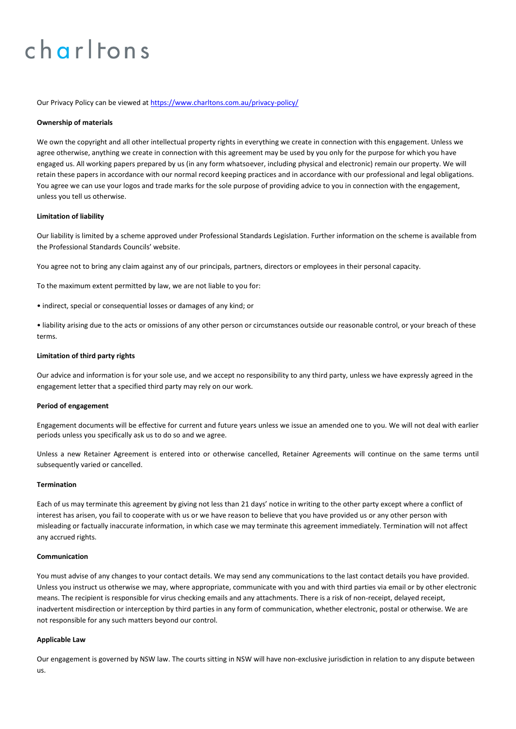Our Privacy Policy can be viewed at [https://www.charltons.com.au/privacy-policy/](https://www.charltons.com.au/privacy-policy/)

**Ownership of materials**

We own the copyright and all other intellectual property rights in everything we create in connection with this engagement. Unless we agree otherwise, anything we create in connection with this agreement may be used by you only for the purpose for which you have engaged us. All working papers prepared by us (in any form whatsoever, including physical and electronic) remain our property. We will retain these papers in accordance with our normal record keeping practices and in accordance with our professional and legal obligations. You agree we can use your logos and trade marks for the sole purpose of providing advice to you in connection with the engagement, unless you tell us otherwise.

**Limitation of liability**

Our liability is limited by a scheme approved under Professional Standards Legislation. Further information on the scheme is available from the Professional Standards Councils' website.

You agree not to bring any claim against any of our principals, partners, directors or employees in their personal capacity.

To the maximum extent permitted by law, we are not liable to you for:

- indirect, special or consequential losses or damages of any kind; or
- liability arising due to the acts or omissions of any other person or circumstances outside our reasonable control, or your breach of these terms.

**Limitation of third party rights**

Our advice and information is for your sole use, and we accept no responsibility to any third party, unless we have expressly agreed in the engagement letter that a specified third party may rely on our work.

**Period of engagement**

Engagement documents will be effective for current and future years unless we issue an amended one to you. We will not deal with earlier periods unless you specifically ask us to do so and we agree.

Unless a new Retainer Agreement is entered into or otherwise cancelled, Retainer Agreements will continue on the same terms until subsequently varied or cancelled.

**Termination**

Each of us may terminate this agreement by giving not less than 21 days' notice in writing to the other party except where a conflict of interest has arisen, you fail to cooperate with us or we have reason to believe that you have provided us or any other person with misleading or factually inaccurate information, in which case we may terminate this agreement immediately. Termination will not affect any accrued rights.

**Communication**

You must advise of any changes to your contact details. We may send any communications to the last contact details you have provided. Unless you instruct us otherwise we may, where appropriate, communicate with you and with third parties via email or by other electronic means. The recipient is responsible for virus checking emails and any attachments. There is a risk of non-receipt, delayed receipt, inadvertent misdirection or interception by third parties in any form of communication, whether electronic, postal or otherwise. We are not responsible for any such matters beyond our control.

**Applicable Law**

Our engagement is governed by NSW law. The courts sitting in NSW will have non-exclusive jurisdiction in relation to any dispute between us.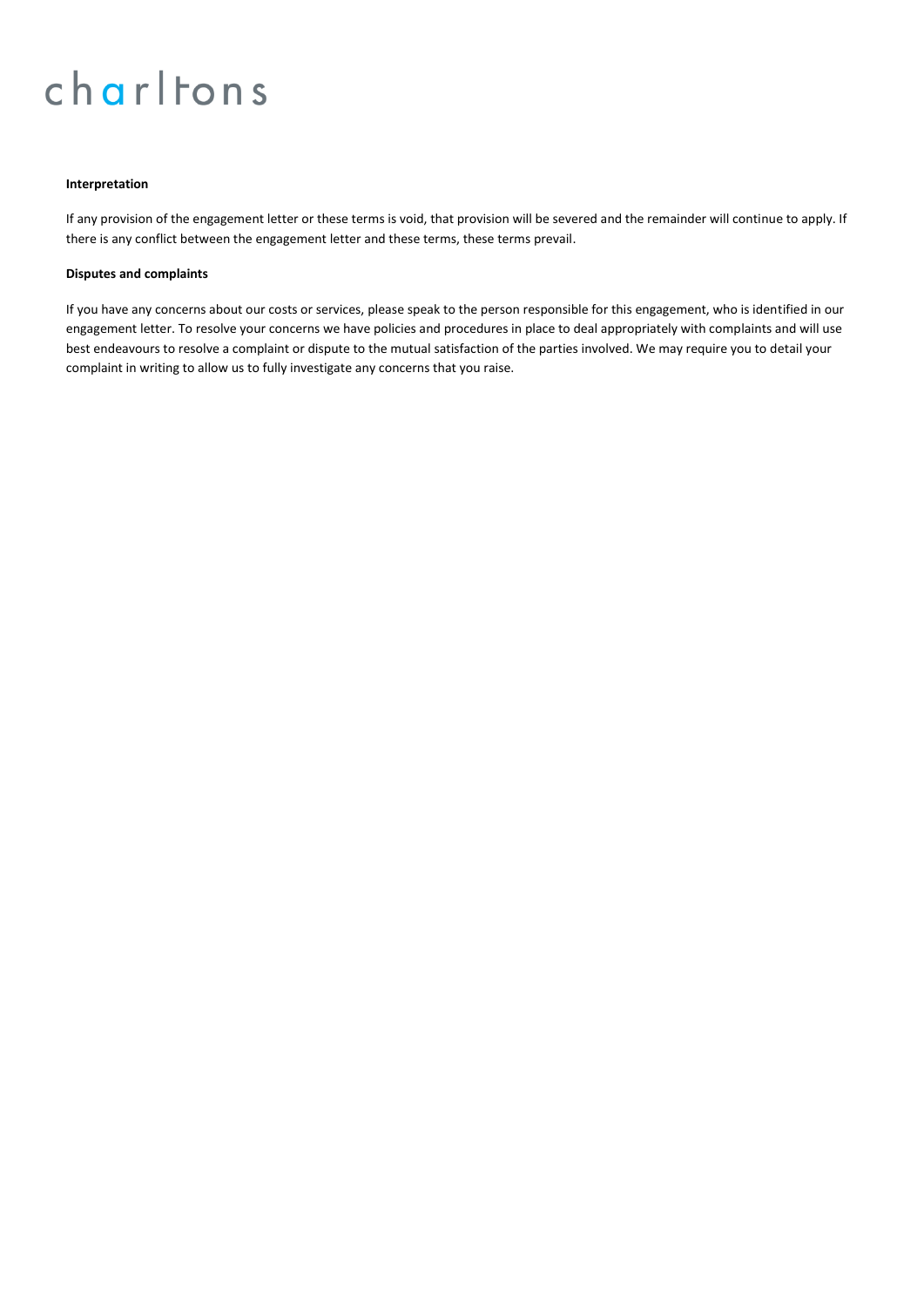**Interpretation**

If any provision of the engagement letter or these terms is void, that provision will be severed and the remainder will continue to apply. If there is any conflict between the engagement letter and these terms, these terms prevail.

**Disputes and complaints**

If you have any concerns about our costs or services, please speak to the person responsible for this engagement, who is identified in our engagement letter. To resolve your concerns we have policies and procedures in place to deal appropriately with complaints and will use best endeavours to resolve a complaint or dispute to the mutual satisfaction of the parties involved. We may require you to detail your complaint in writing to allow us to fully investigate any concerns that you raise.